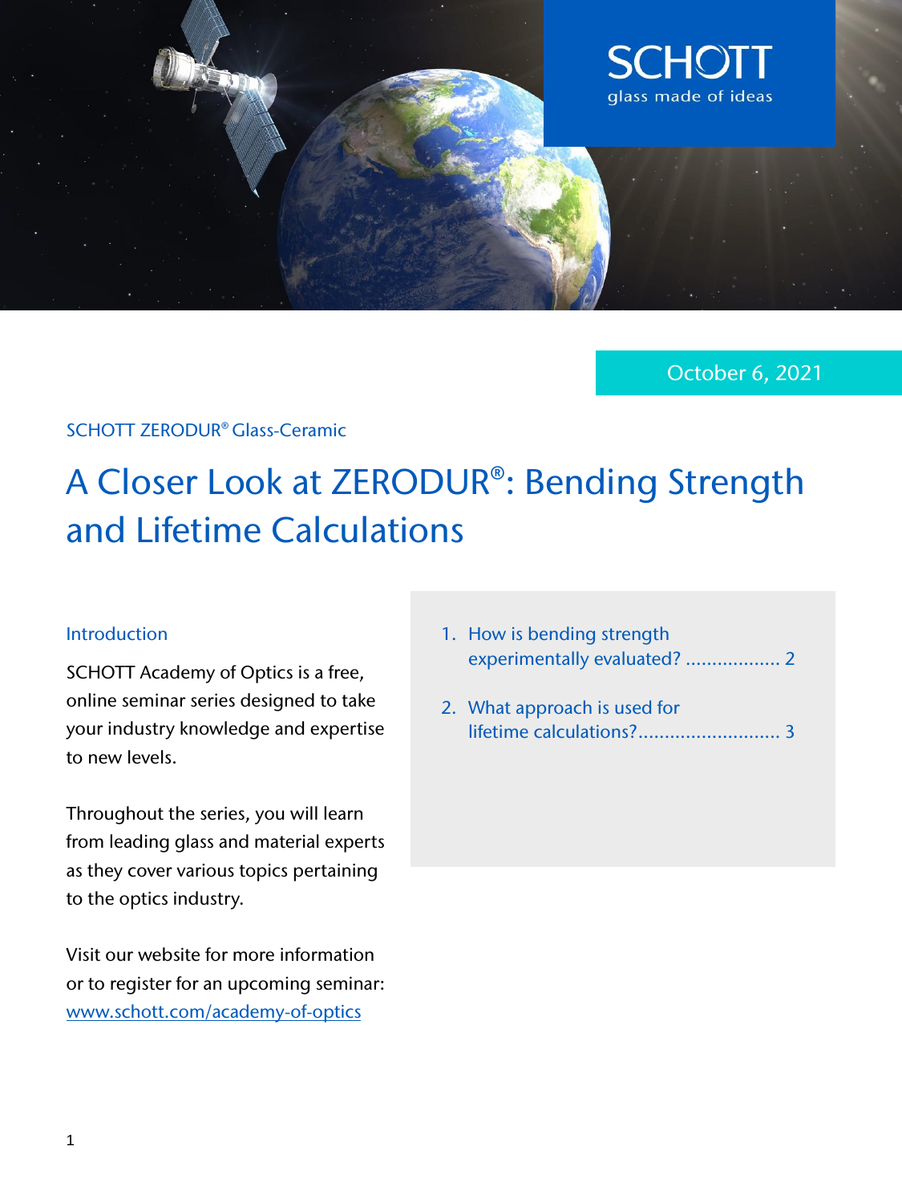SCHOTT
glass made of ideas

October 6, 2021

SCHOTT ZERODUR® Glass-Ceramic

# A Closer Look at ZERODUR®: Bending Strength and Lifetime Calculations

## Introduction

SCHOTT Academy of Optics is a free, online seminar series designed to take your industry knowledge and expertise to new levels.

Throughout the series, you will learn from leading glass and material experts as they cover various topics pertaining to the optics industry.

Visit our website for more information or to register for an upcoming seminar: [www.schott.com/academy-of-optics](http://www.schott.com/academy-of-optics)

1. How is bending strength experimentally evaluated? .................. 2
2. What approach is used for lifetime calculations? ........................... 3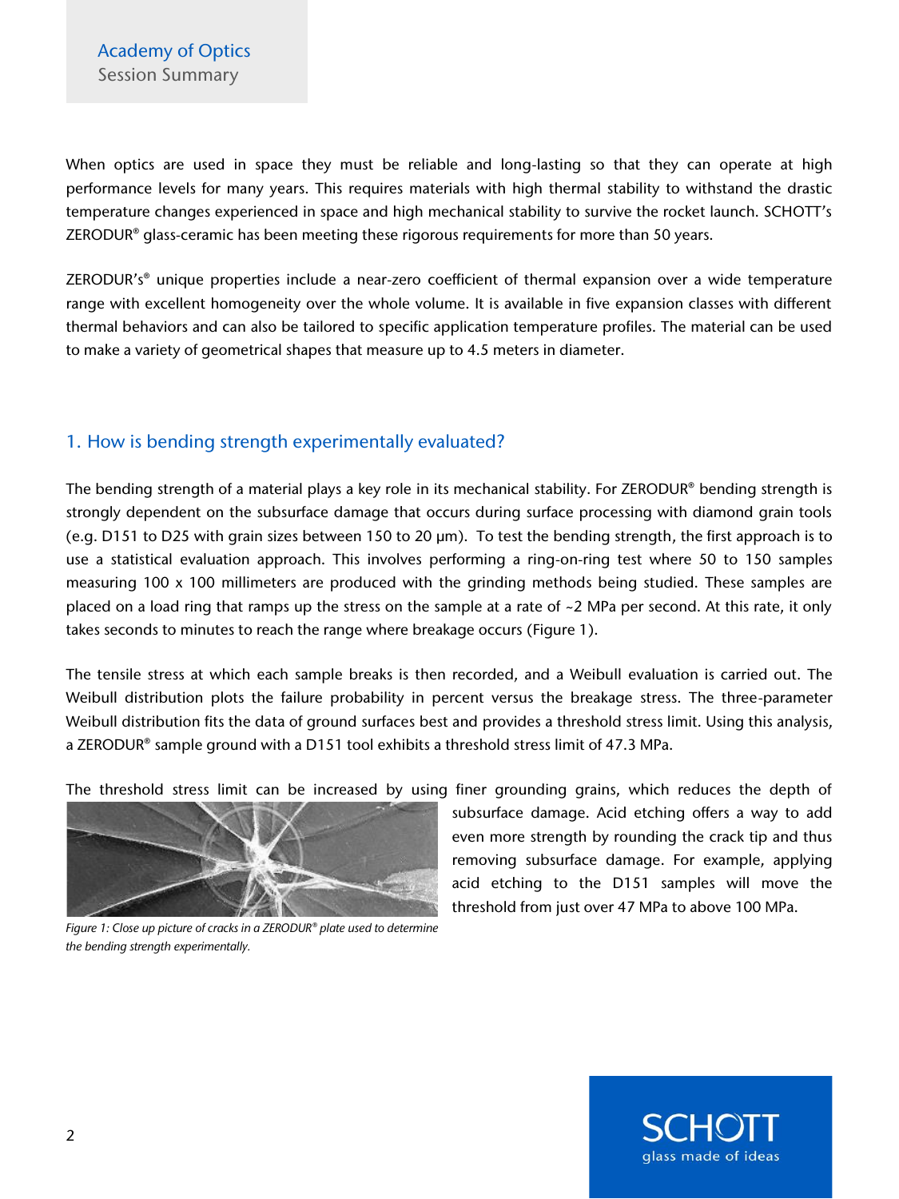When optics are used in space they must be reliable and long-lasting so that they can operate at high performance levels for many years. This requires materials with high thermal stability to withstand the drastic temperature changes experienced in space and high mechanical stability to survive the rocket launch. SCHOTT's ZERODUR® glass-ceramic has been meeting these rigorous requirements for more than 50 years.

ZERODUR's® unique properties include a near-zero coefficient of thermal expansion over a wide temperature range with excellent homogeneity over the whole volume. It is available in five expansion classes with different thermal behaviors and can also be tailored to specific application temperature profiles. The material can be used to make a variety of geometrical shapes that measure up to 4.5 meters in diameter.

## 1. How is bending strength experimentally evaluated?

The bending strength of a material plays a key role in its mechanical stability. For ZERODUR® bending strength is strongly dependent on the subsurface damage that occurs during surface processing with diamond grain tools (e.g. D151 to D25 with grain sizes between 150 to 20 µm). To test the bending strength, the first approach is to use a statistical evaluation approach. This involves performing a ring-on-ring test where 50 to 150 samples measuring 100 x 100 millimeters are produced with the grinding methods being studied. These samples are placed on a load ring that ramps up the stress on the sample at a rate of ~2 MPa per second. At this rate, it only takes seconds to minutes to reach the range where breakage occurs (Figure 1).

The tensile stress at which each sample breaks is then recorded, and a Weibull evaluation is carried out. The Weibull distribution plots the failure probability in percent versus the breakage stress. The three-parameter Weibull distribution fits the data of ground surfaces best and provides a threshold stress limit. Using this analysis, a ZERODUR® sample ground with a D151 tool exhibits a threshold stress limit of 47.3 MPa.

The threshold stress limit can be increased by using finer grounding grains, which reduces the depth of subsurface damage. Acid etching offers a way to add even more strength by rounding the crack tip and thus removing subsurface damage. For example, applying acid etching to the D151 samples will move the threshold from just over 47 MPa to above 100 MPa.

*Figure 1: Close up picture of cracks in a ZERODUR® plate used to determine the bending strength experimentally.*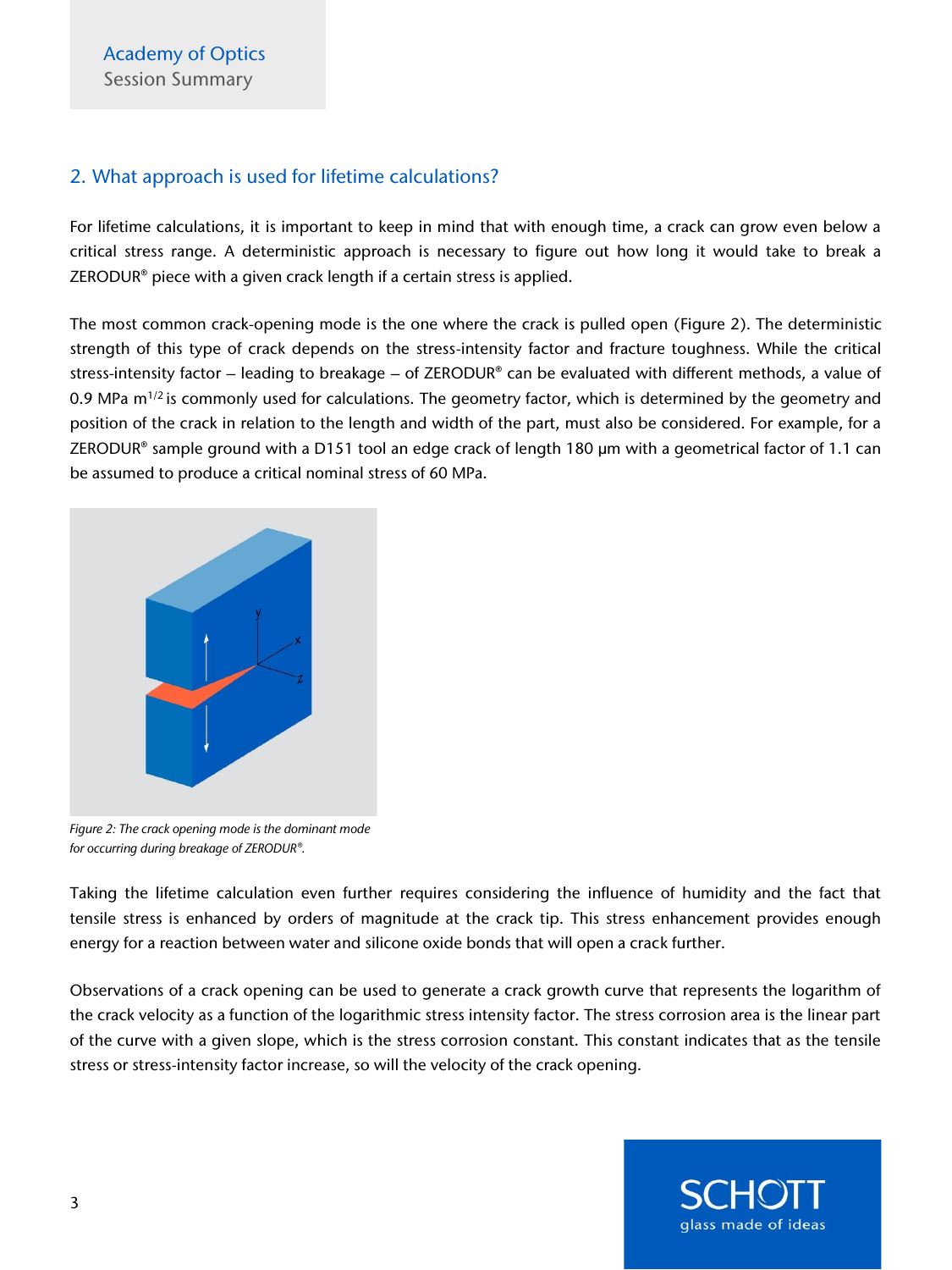## 2. What approach is used for lifetime calculations?

For lifetime calculations, it is important to keep in mind that with enough time, a crack can grow even below a critical stress range. A deterministic approach is necessary to figure out how long it would take to break a ZERODUR® piece with a given crack length if a certain stress is applied.

The most common crack-opening mode is the one where the crack is pulled open (Figure 2). The deterministic strength of this type of crack depends on the stress-intensity factor and fracture toughness. While the critical stress-intensity factor – leading to breakage – of ZERODUR® can be evaluated with different methods, a value of 0.9 MPa $m^{1/2}$ is commonly used for calculations. The geometry factor, which is determined by the geometry and position of the crack in relation to the length and width of the part, must also be considered. For example, for a ZERODUR® sample ground with a D151 tool an edge crack of length 180 μm with a geometrical factor of 1.1 can be assumed to produce a critical nominal stress of 60 MPa.

*Figure 2: The crack opening mode is the dominant mode for occurring during breakage of ZERODUR®.*

Taking the lifetime calculation even further requires considering the influence of humidity and the fact that tensile stress is enhanced by orders of magnitude at the crack tip. This stress enhancement provides enough energy for a reaction between water and silicone oxide bonds that will open a crack further.

Observations of a crack opening can be used to generate a crack growth curve that represents the logarithm of the crack velocity as a function of the logarithmic stress intensity factor. The stress corrosion area is the linear part of the curve with a given slope, which is the stress corrosion constant. This constant indicates that as the tensile stress or stress-intensity factor increase, so will the velocity of the crack opening.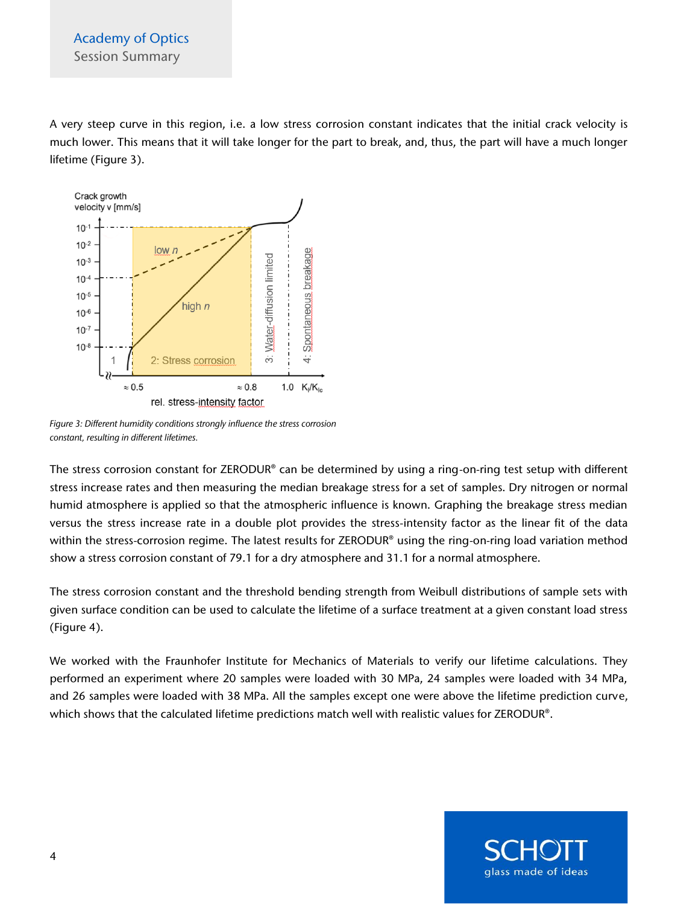A very steep curve in this region, i.e. a low stress corrosion constant indicates that the initial crack velocity is much lower. This means that it will take longer for the part to break, and, thus, the part will have a much longer lifetime (Figure 3).

*Figure 3: Different humidity conditions strongly influence the stress corrosion constant, resulting in different lifetimes.*

The stress corrosion constant for ZERODUR® can be determined by using a ring-on-ring test setup with different stress increase rates and then measuring the median breakage stress for a set of samples. Dry nitrogen or normal humid atmosphere is applied so that the atmospheric influence is known. Graphing the breakage stress median versus the stress increase rate in a double plot provides the stress-intensity factor as the linear fit of the data within the stress-corrosion regime. The latest results for ZERODUR® using the ring-on-ring load variation method show a stress corrosion constant of 79.1 for a dry atmosphere and 31.1 for a normal atmosphere.

The stress corrosion constant and the threshold bending strength from Weibull distributions of sample sets with given surface condition can be used to calculate the lifetime of a surface treatment at a given constant load stress (Figure 4).

We worked with the Fraunhofer Institute for Mechanics of Materials to verify our lifetime calculations. They performed an experiment where 20 samples were loaded with 30 MPa, 24 samples were loaded with 34 MPa, and 26 samples were loaded with 38 MPa. All the samples except one were above the lifetime prediction curve, which shows that the calculated lifetime predictions match well with realistic values for ZERODUR®.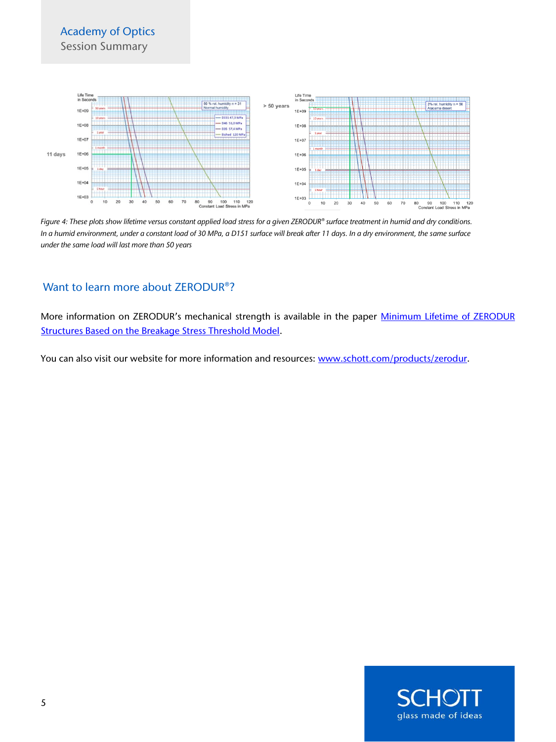Life Time in Seconds

1E+09
1E+08
1E+07
1E+06
1E+05
1E+04
1E+03

0 10 20 30 40 50 60 70 80 90 100 110 120
Constant Load Stress in MPa

50 years
10 years
1 year
1 month
1 day
1 hour

11 days

50 % rel. humidity n = 31
Normal humidity

D151 47,3 MPa
D46 53,0 MPa
D35 57,4 MPa
Etched 120 MPa

> 50 years

Life Time in Seconds

1E+09
1E+08
1E+07
1E+06
1E+05
1E+04
1E+03

0 10 20 30 40 50 60 70 80 90 100 110 120
Constant Load Stress in MPa

50 years
10 years
1 year
1 month
1 day
1 hour

3% rel. humidity n = 50
Atacama desert

*Figure 4: These plots show lifetime versus constant applied load stress for a given ZERODUR® surface treatment in humid and dry conditions. In a humid environment, under a constant load of 30 MPa, a D151 surface will break after 11 days. In a dry environment, the same surface under the same load will last more than 50 years*

## Want to learn more about ZERODUR®?

More information on ZERODUR's mechanical strength is available in the paper [Minimum Lifetime of ZERODUR Structures Based on the Breakage Stress Threshold Model](#).

You can also visit our website for more information and resources: [www.schott.com/products/zerodur](http://www.schott.com/products/zerodur).

SCHOTT
glass made of ideas